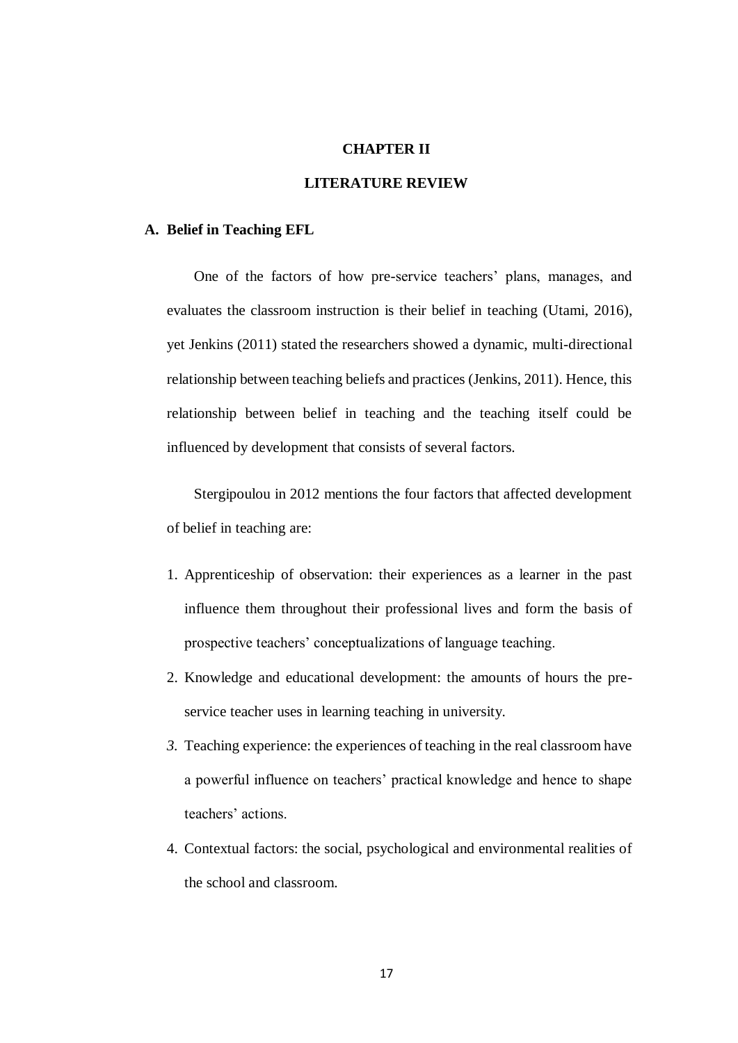# CHAPTER II

# LITERATURE REVIEW

## A. Belief in Teaching EFL

One of the factors of how pre-service teachers' plans, manages, and evaluates the classroom instruction is their belief in teaching (Utami, 2016), yet Jenkins (2011) stated the researchers showed a dynamic, multi-directional relationship between teaching beliefs and practices (Jenkins, 2011). Hence, this relationship between belief in teaching and the teaching itself could be influenced by development that consists of several factors.

Stergipoulou in 2012 mentions the four factors that affected development of belief in teaching are:

1. Apprenticeship of observation: their experiences as a learner in the past influence them throughout their professional lives and form the basis of prospective teachers' conceptualizations of language teaching.
2. Knowledge and educational development: the amounts of hours the pre-service teacher uses in learning teaching in university.
3. Teaching experience: the experiences of teaching in the real classroom have a powerful influence on teachers' practical knowledge and hence to shape teachers' actions.
4. Contextual factors: the social, psychological and environmental realities of the school and classroom.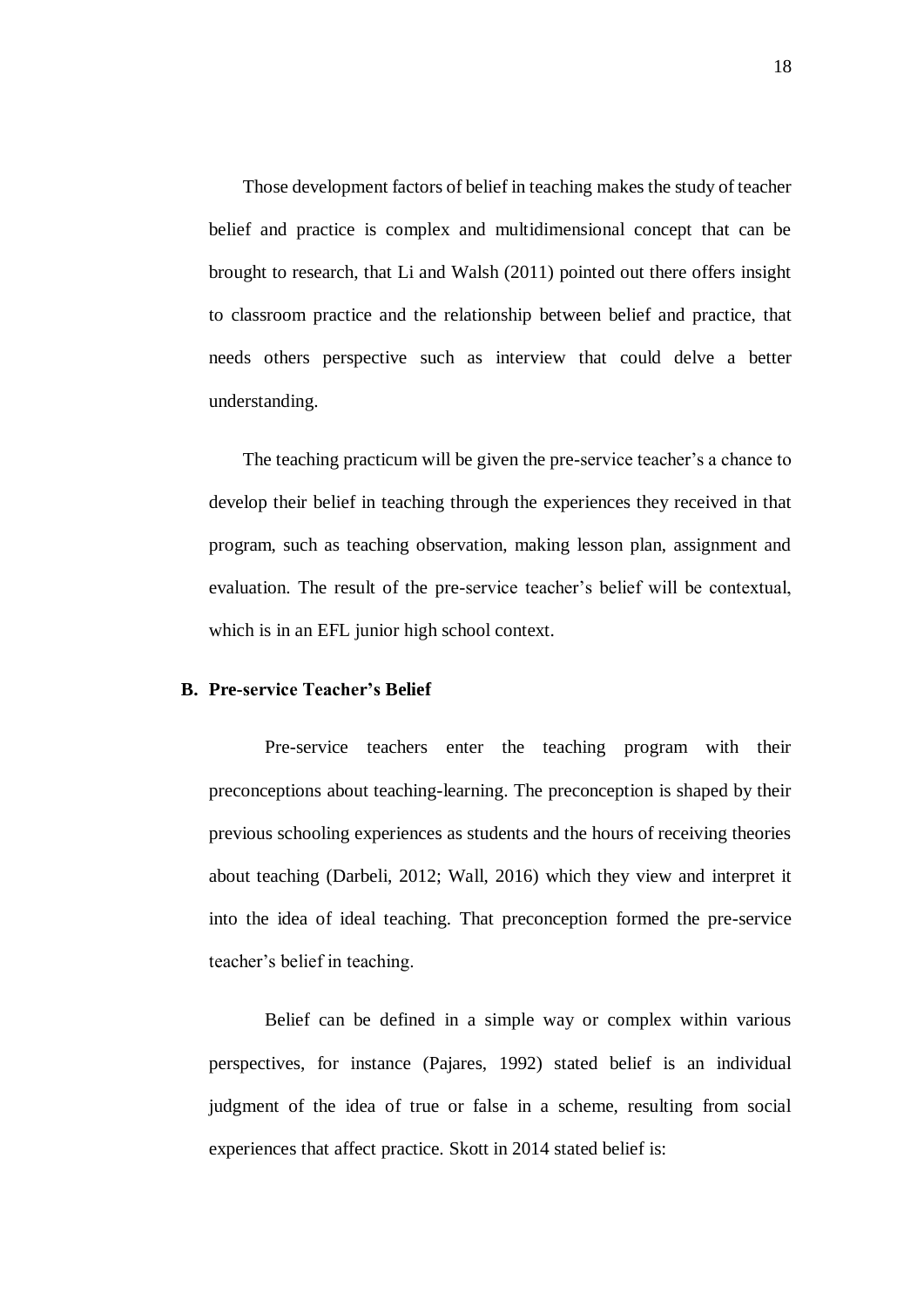Those development factors of belief in teaching makes the study of teacher belief and practice is complex and multidimensional concept that can be brought to research, that Li and Walsh (2011) pointed out there offers insight to classroom practice and the relationship between belief and practice, that needs others perspective such as interview that could delve a better understanding.

The teaching practicum will be given the pre-service teacher's a chance to develop their belief in teaching through the experiences they received in that program, such as teaching observation, making lesson plan, assignment and evaluation. The result of the pre-service teacher's belief will be contextual, which is in an EFL junior high school context.

## B. Pre-service Teacher's Belief

Pre-service teachers enter the teaching program with their preconceptions about teaching-learning. The preconception is shaped by their previous schooling experiences as students and the hours of receiving theories about teaching (Darbeli, 2012; Wall, 2016) which they view and interpret it into the idea of ideal teaching. That preconception formed the pre-service teacher's belief in teaching.

Belief can be defined in a simple way or complex within various perspectives, for instance (Pajares, 1992) stated belief is an individual judgment of the idea of true or false in a scheme, resulting from social experiences that affect practice. Skott in 2014 stated belief is: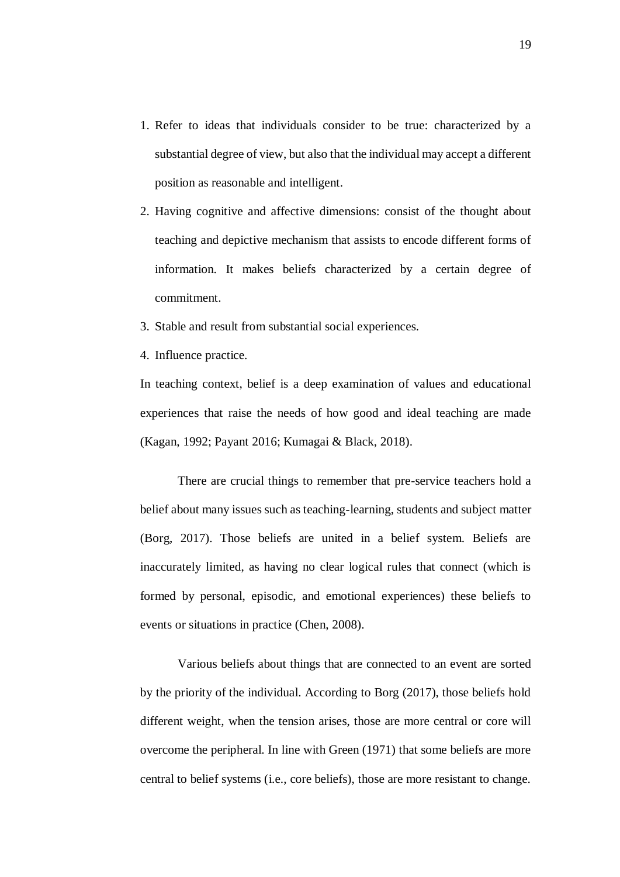1. Refer to ideas that individuals consider to be true: characterized by a substantial degree of view, but also that the individual may accept a different position as reasonable and intelligent.
2. Having cognitive and affective dimensions: consist of the thought about teaching and depictive mechanism that assists to encode different forms of information. It makes beliefs characterized by a certain degree of commitment.
3. Stable and result from substantial social experiences.
4. Influence practice.

In teaching context, belief is a deep examination of values and educational experiences that raise the needs of how good and ideal teaching are made (Kagan, 1992; Payant 2016; Kumagai & Black, 2018).

There are crucial things to remember that pre-service teachers hold a belief about many issues such as teaching-learning, students and subject matter (Borg, 2017). Those beliefs are united in a belief system. Beliefs are inaccurately limited, as having no clear logical rules that connect (which is formed by personal, episodic, and emotional experiences) these beliefs to events or situations in practice (Chen, 2008).

Various beliefs about things that are connected to an event are sorted by the priority of the individual. According to Borg (2017), those beliefs hold different weight, when the tension arises, those are more central or core will overcome the peripheral. In line with Green (1971) that some beliefs are more central to belief systems (i.e., core beliefs), those are more resistant to change.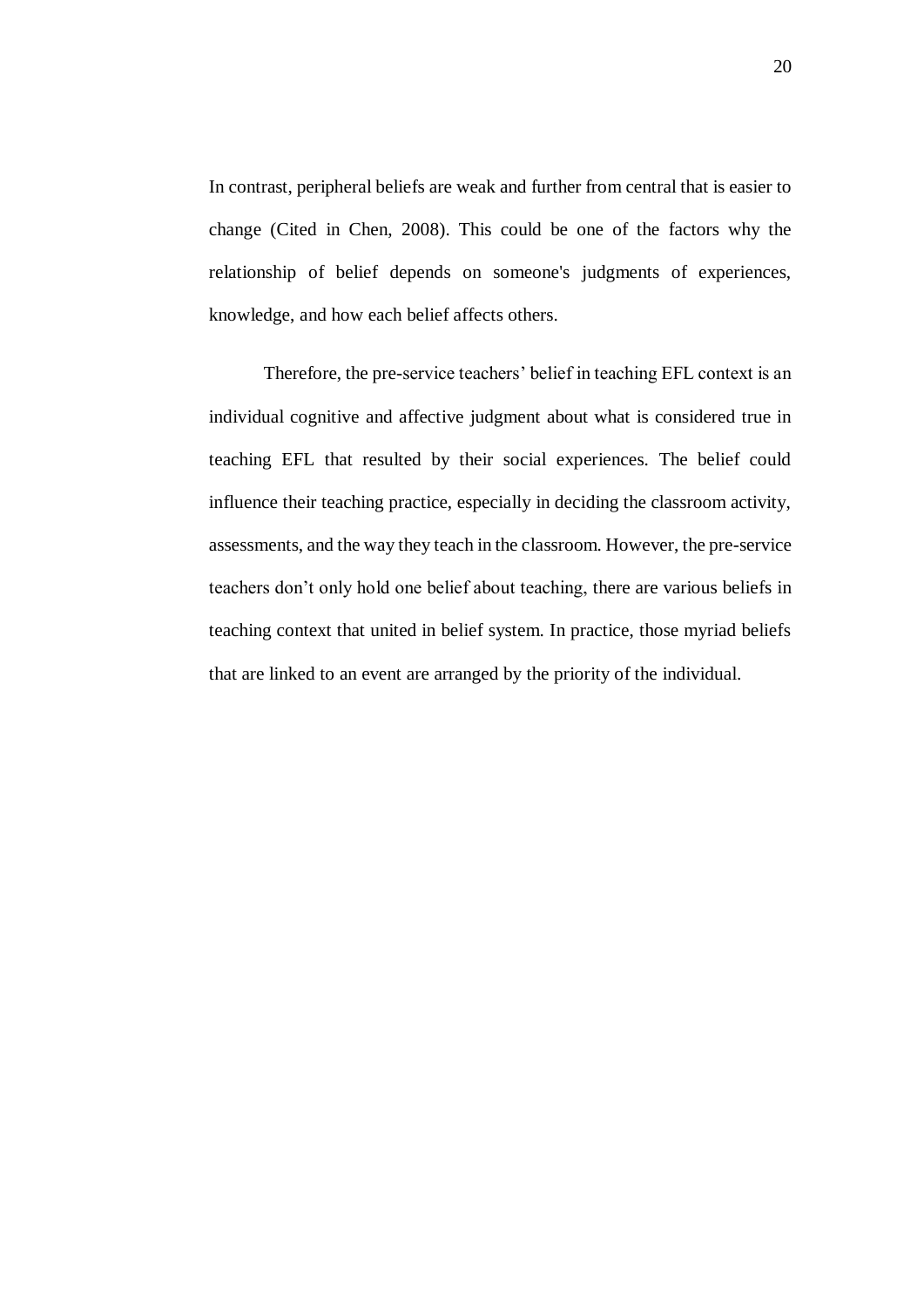In contrast, peripheral beliefs are weak and further from central that is easier to change (Cited in Chen, 2008). This could be one of the factors why the relationship of belief depends on someone's judgments of experiences, knowledge, and how each belief affects others.

Therefore, the pre-service teachers' belief in teaching EFL context is an individual cognitive and affective judgment about what is considered true in teaching EFL that resulted by their social experiences. The belief could influence their teaching practice, especially in deciding the classroom activity, assessments, and the way they teach in the classroom. However, the pre-service teachers don't only hold one belief about teaching, there are various beliefs in teaching context that united in belief system. In practice, those myriad beliefs that are linked to an event are arranged by the priority of the individual.